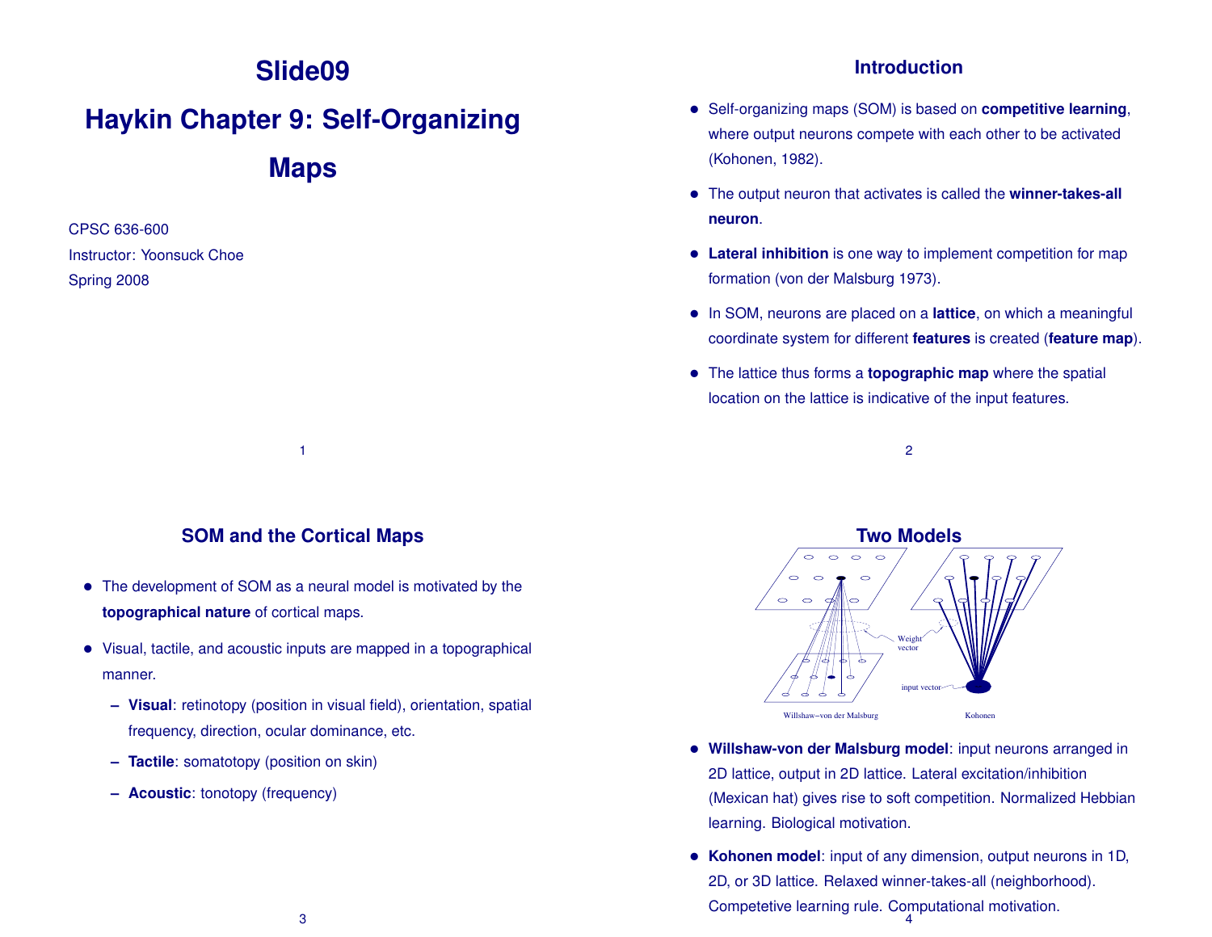# Slide09

# Haykin Chapter 9: Self-Organizing Maps

CPSC 636-600
Instructor: Yoonsuck Choe
Spring 2008

## Introduction

- Self-organizing maps (SOM) is based on **competitive learning**, where output neurons compete with each other to be activated (Kohonen, 1982).
- The output neuron that activates is called the **winner-takes-all neuron**.
- **Lateral inhibition** is one way to implement competition for map formation (von der Malsburg 1973).
- In SOM, neurons are placed on a **lattice**, on which a meaningful coordinate system for different **features** is created (**feature map**).
- The lattice thus forms a **topographic map** where the spatial location on the lattice is indicative of the input features.

## SOM and the Cortical Maps

- The development of SOM as a neural model is motivated by the **topographical nature** of cortical maps.
- Visual, tactile, and acoustic inputs are mapped in a topographical manner.
  - **Visual**: retinotopy (position in visual field), orientation, spatial frequency, direction, ocular dominance, etc.
  - **Tactile**: somatotopy (position on skin)
  - **Acoustic**: tonotopy (frequency)

## Two Models

Weight vector

input vector

Willshaw–von der Malsburg

Kohonen

- **Willshaw-von der Malsburg model**: input neurons arranged in 2D lattice, output in 2D lattice. Lateral excitation/inhibition (Mexican hat) gives rise to soft competition. Normalized Hebbian learning. Biological motivation.
- **Kohonen model**: input of any dimension, output neurons in 1D, 2D, or 3D lattice. Relaxed winner-takes-all (neighborhood). Competetive learning rule. Computational motivation.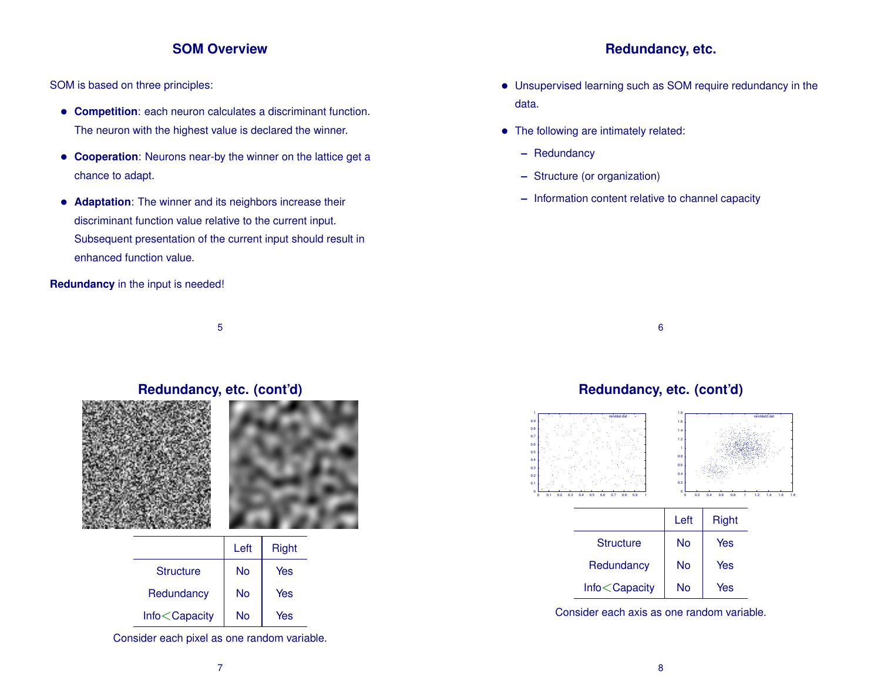## SOM Overview

SOM is based on three principles:

- **Competition**: each neuron calculates a discriminant function. The neuron with the highest value is declared the winner.
- **Cooperation**: Neurons near-by the winner on the lattice get a chance to adapt.
- **Adaptation**: The winner and its neighbors increase their discriminant function value relative to the current input. Subsequent presentation of the current input should result in enhanced function value.

**Redundancy** in the input is needed!

## Redundancy, etc.

- Unsupervised learning such as SOM require redundancy in the data.
- The following are intimately related:
  - Redundancy
  - Structure (or organization)
  - Information content relative to channel capacity

## Redundancy, etc. (cont'd)

| | Left | Right |
|---|---|---|
| Structure | No | Yes |
| Redundancy | No | Yes |
| Info<Capacity | No | Yes |

Consider each pixel as one random variable.

## Redundancy, etc. (cont'd)

| | Left | Right |
|---|---|---|
| Structure | No | Yes |
| Redundancy | No | Yes |
| Info<Capacity | No | Yes |

Consider each axis as one random variable.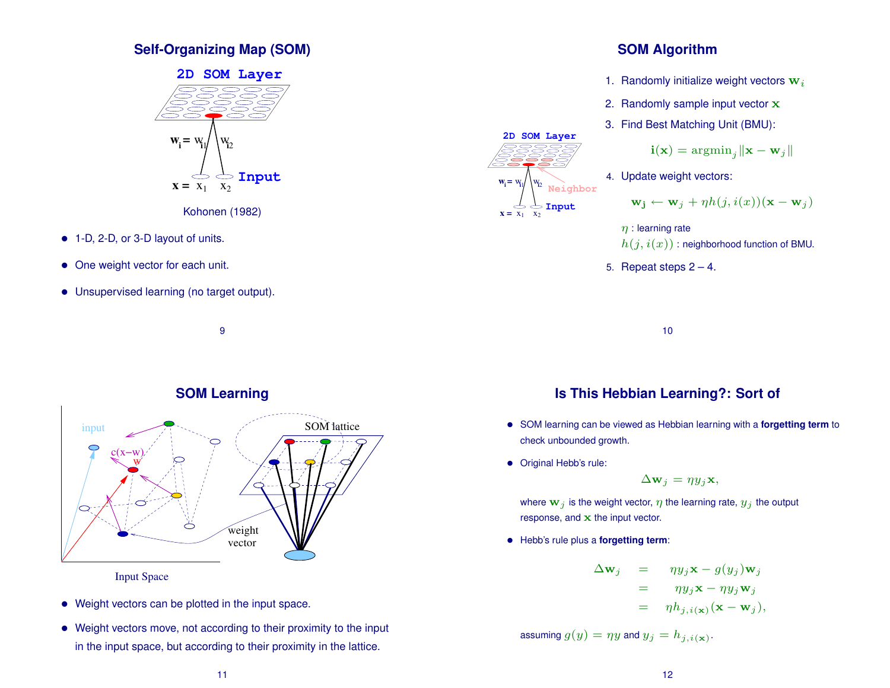## Self-Organizing Map (SOM)

Kohonen (1982)

- 1-D, 2-D, or 3-D layout of units.
- One weight vector for each unit.
- Unsupervised learning (no target output).

## SOM Algorithm

1. Randomly initialize weight vectors $\mathbf{w}_i$
2. Randomly sample input vector $\mathbf{x}$
3. Find Best Matching Unit (BMU):

$$\mathbf{i}(\mathbf{x}) = \text{argmin}_j \|\mathbf{x} - \mathbf{w}_j\|$$

4. Update weight vectors:

$$\mathbf{w_j} \leftarrow \mathbf{w}_j + \eta h(j, i(x))(\mathbf{x} - \mathbf{w}_j)$$

   $\eta$ : learning rate
   $h(j, i(x))$ : neighborhood function of BMU.

5. Repeat steps 2 – 4.

## SOM Learning

- Weight vectors can be plotted in the input space.
- Weight vectors move, not according to their proximity to the input in the input space, but according to their proximity in the lattice.

## Is This Hebbian Learning?: Sort of

- SOM learning can be viewed as Hebbian learning with a **forgetting term** to check unbounded growth.
- Original Hebb's rule:

$$\Delta\mathbf{w}_j = \eta y_j \mathbf{x},$$

  where $\mathbf{w}_j$ is the weight vector, $\eta$ the learning rate, $y_j$ the output response, and $\mathbf{x}$ the input vector.

- Hebb's rule plus a **forgetting term**:

$$\begin{aligned}
\Delta\mathbf{w}_j &= \eta y_j \mathbf{x} - g(y_j)\mathbf{w}_j \\
&= \eta y_j \mathbf{x} - \eta y_j \mathbf{w}_j \\
&= \eta h_{j,i(\mathbf{x})}(\mathbf{x} - \mathbf{w}_j),
\end{aligned}$$

  assuming $g(y) = \eta y$ and $y_j = h_{j,i(\mathbf{x})}$.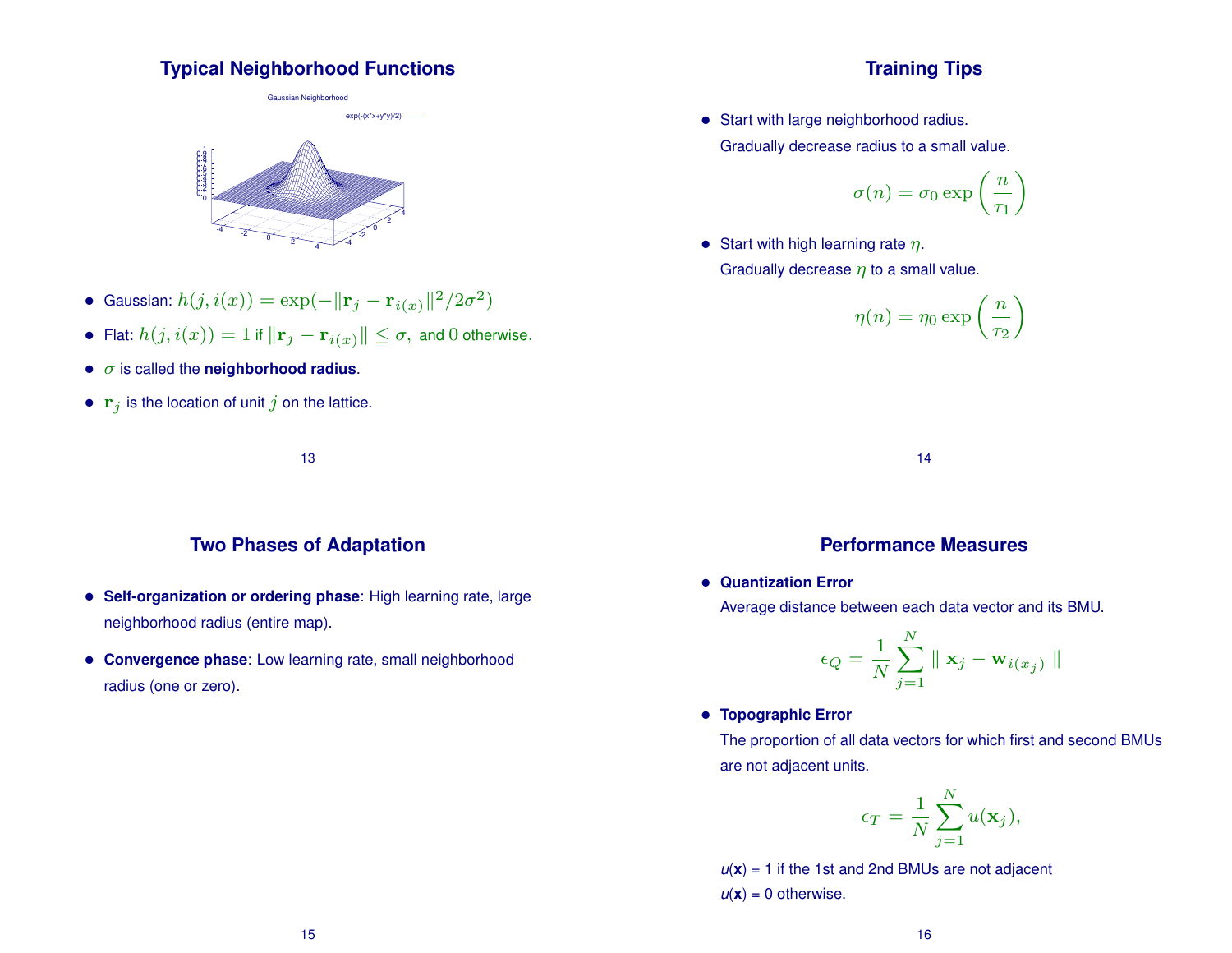## Typical Neighborhood Functions

- Gaussian: $h(j, i(x)) = \exp(-\|\mathbf{r}_j - \mathbf{r}_{i(x)}\|^2/2\sigma^2)$
- Flat: $h(j, i(x)) = 1$ if $\|\mathbf{r}_j - \mathbf{r}_{i(x)}\| \leq \sigma,$ and $0$ otherwise.
- $\sigma$ is called the **neighborhood radius**.
- $\mathbf{r}_j$ is the location of unit $j$ on the lattice.

## Training Tips

- Start with large neighborhood radius.
  Gradually decrease radius to a small value.

$$\sigma(n) = \sigma_0 \exp\left(\frac{n}{\tau_1}\right)$$

- Start with high learning rate $\eta$.
  Gradually decrease $\eta$ to a small value.

$$\eta(n) = \eta_0 \exp\left(\frac{n}{\tau_2}\right)$$

## Two Phases of Adaptation

- **Self-organization or ordering phase**: High learning rate, large neighborhood radius (entire map).
- **Convergence phase**: Low learning rate, small neighborhood radius (one or zero).

## Performance Measures

- **Quantization Error**
  Average distance between each data vector and its BMU.

$$\epsilon_Q = \frac{1}{N} \sum_{j=1}^{N} \| \mathbf{x}_j - \mathbf{w}_{i(x_j)} \|$$

- **Topographic Error**
  The proportion of all data vectors for which first and second BMUs are not adjacent units.

$$\epsilon_T = \frac{1}{N} \sum_{j=1}^{N} u(\mathbf{x}_j),$$

$u(\mathbf{x})$ = 1 if the 1st and 2nd BMUs are not adjacent
$u(\mathbf{x})$ = 0 otherwise.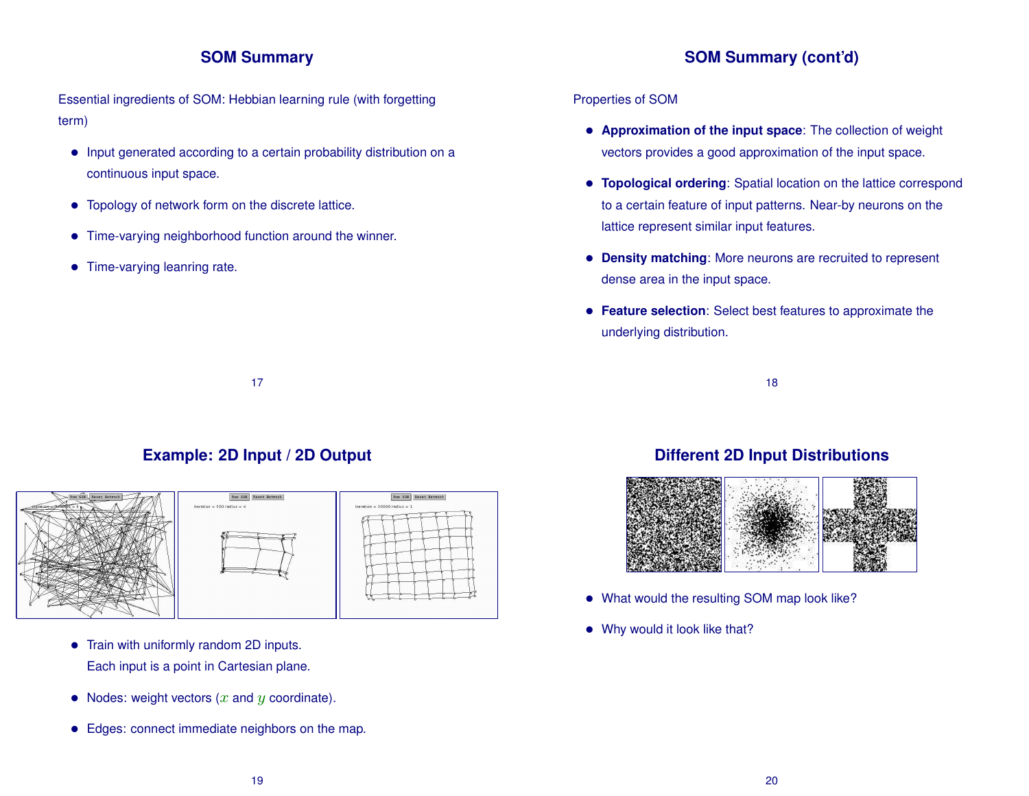## SOM Summary

Essential ingredients of SOM: Hebbian learning rule (with forgetting term)

- Input generated according to a certain probability distribution on a continuous input space.
- Topology of network form on the discrete lattice.
- Time-varying neighborhood function around the winner.
- Time-varying leanring rate.

## SOM Summary (cont'd)

Properties of SOM

- **Approximation of the input space**: The collection of weight vectors provides a good approximation of the input space.
- **Topological ordering**: Spatial location on the lattice correspond to a certain feature of input patterns. Near-by neurons on the lattice represent similar input features.
- **Density matching**: More neurons are recruited to represent dense area in the input space.
- **Feature selection**: Select best features to approximate the underlying distribution.

## Example: 2D Input / 2D Output

- Train with uniformly random 2D inputs.
  Each input is a point in Cartesian plane.
- Nodes: weight vectors ($x$ and $y$ coordinate).
- Edges: connect immediate neighbors on the map.

## Different 2D Input Distributions

- What would the resulting SOM map look like?
- Why would it look like that?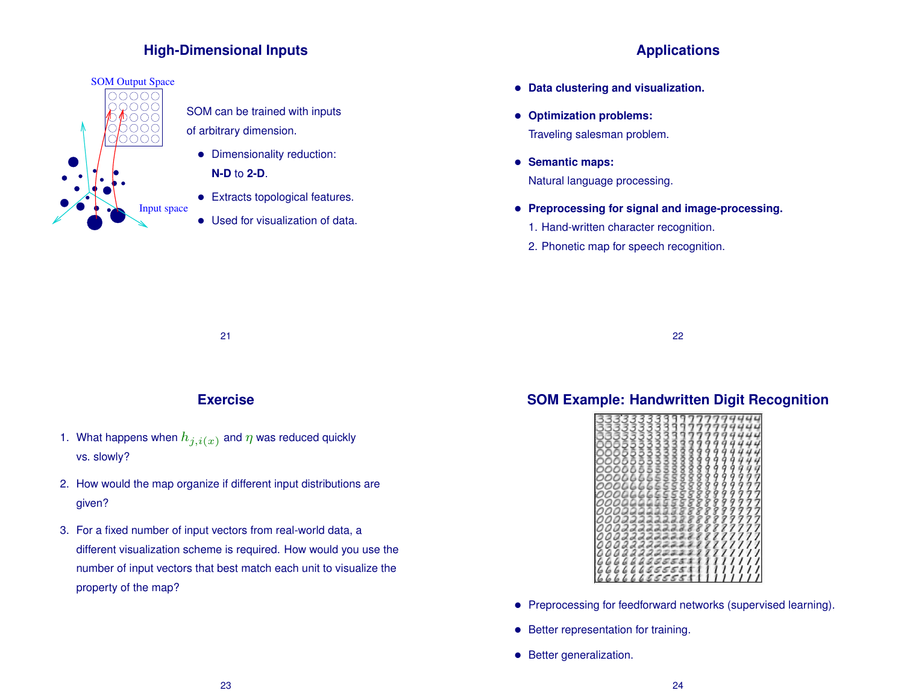## High-Dimensional Inputs

SOM Output Space

Input space

SOM can be trained with inputs of arbitrary dimension.

- Dimensionality reduction: **N-D** to **2-D**.
- Extracts topological features.
- Used for visualization of data.

## Applications

- **Data clustering and visualization.**
- **Optimization problems:**
  Traveling salesman problem.
- **Semantic maps:**
  Natural language processing.
- **Preprocessing for signal and image-processing.**
  1. Hand-written character recognition.
  2. Phonetic map for speech recognition.

## Exercise

1. What happens when $h_{j,i(x)}$ and $\eta$ was reduced quickly vs. slowly?
2. How would the map organize if different input distributions are given?
3. For a fixed number of input vectors from real-world data, a different visualization scheme is required. How would you use the number of input vectors that best match each unit to visualize the property of the map?

## SOM Example: Handwritten Digit Recognition

- Preprocessing for feedforward networks (supervised learning).
- Better representation for training.
- Better generalization.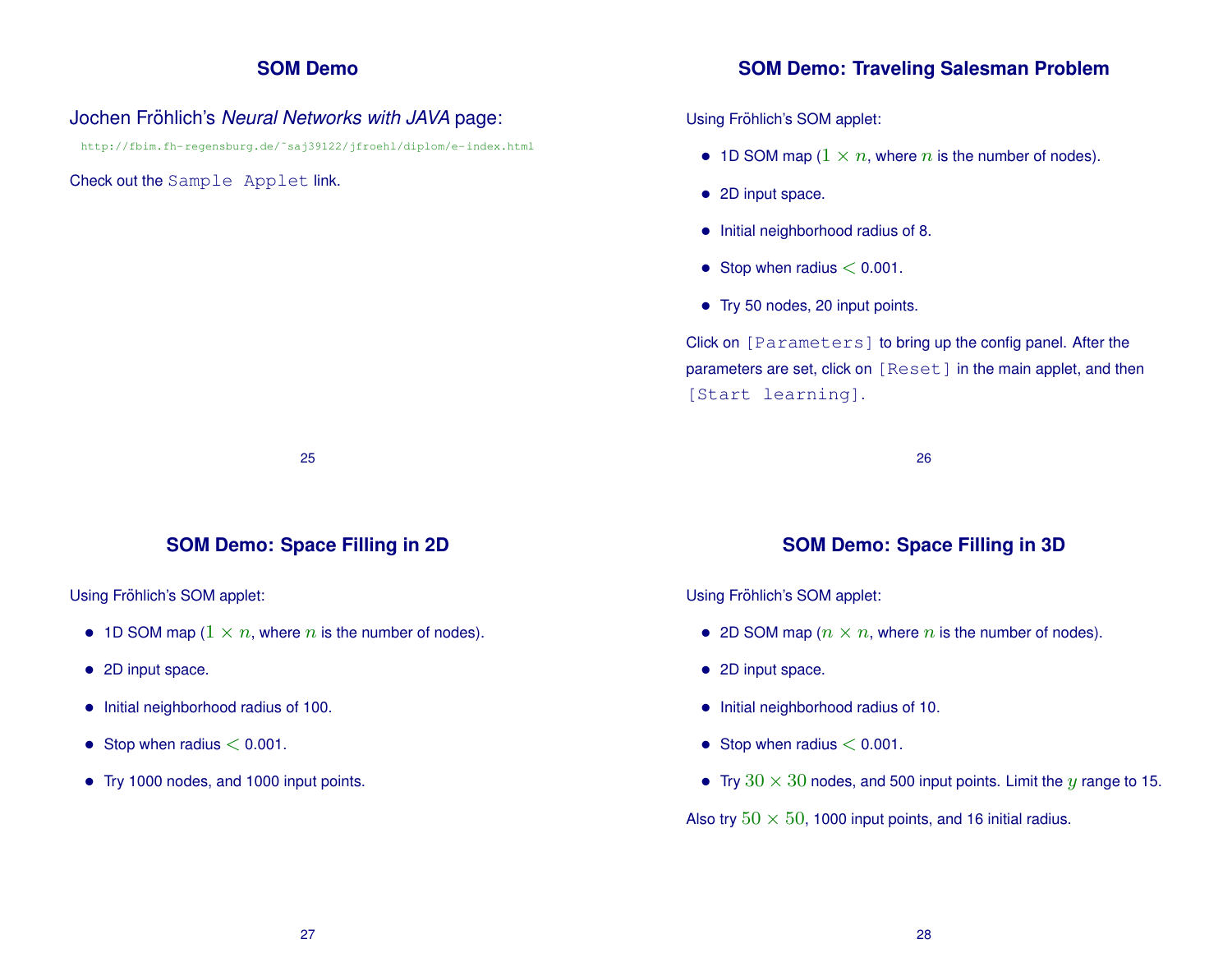## SOM Demo

Jochen Fröhlich's *Neural Networks with JAVA* page:

http://fbim.fh-regensburg.de/~saj39122/jfroehl/diplom/e-index.html

Check out the `Sample Applet` link.

## SOM Demo: Traveling Salesman Problem

Using Fröhlich's SOM applet:

- 1D SOM map ($1 \times n$, where $n$ is the number of nodes).
- 2D input space.
- Initial neighborhood radius of 8.
- Stop when radius $<$ 0.001.
- Try 50 nodes, 20 input points.

Click on `[Parameters]` to bring up the config panel. After the parameters are set, click on `[Reset]` in the main applet, and then `[Start learning]`.

## SOM Demo: Space Filling in 2D

Using Fröhlich's SOM applet:

- 1D SOM map ($1 \times n$, where $n$ is the number of nodes).
- 2D input space.
- Initial neighborhood radius of 100.
- Stop when radius $<$ 0.001.
- Try 1000 nodes, and 1000 input points.

## SOM Demo: Space Filling in 3D

Using Fröhlich's SOM applet:

- 2D SOM map ($n \times n$, where $n$ is the number of nodes).
- 2D input space.
- Initial neighborhood radius of 10.
- Stop when radius $<$ 0.001.
- Try $30 \times 30$ nodes, and 500 input points. Limit the $y$ range to 15.

Also try $50 \times 50$, 1000 input points, and 16 initial radius.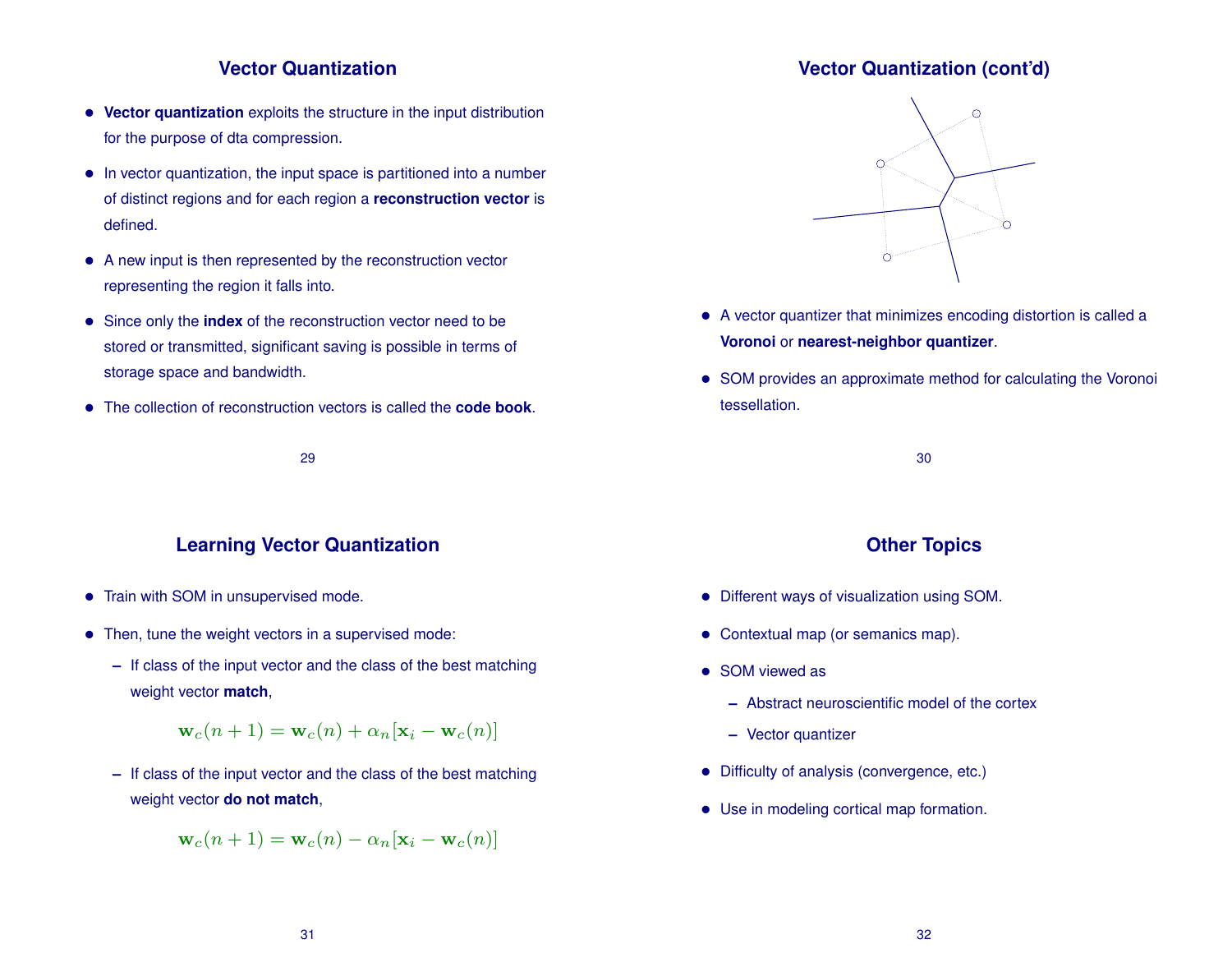## Vector Quantization

- **Vector quantization** exploits the structure in the input distribution for the purpose of dta compression.
- In vector quantization, the input space is partitioned into a number of distinct regions and for each region a **reconstruction vector** is defined.
- A new input is then represented by the reconstruction vector representing the region it falls into.
- Since only the **index** of the reconstruction vector need to be stored or transmitted, significant saving is possible in terms of storage space and bandwidth.
- The collection of reconstruction vectors is called the **code book**.

## Vector Quantization (cont'd)

- A vector quantizer that minimizes encoding distortion is called a **Voronoi** or **nearest-neighbor quantizer**.
- SOM provides an approximate method for calculating the Voronoi tessellation.

## Learning Vector Quantization

- Train with SOM in unsupervised mode.
- Then, tune the weight vectors in a supervised mode:
  - If class of the input vector and the class of the best matching weight vector **match**,

$$\mathbf{w}_c(n+1) = \mathbf{w}_c(n) + \alpha_n[\mathbf{x}_i - \mathbf{w}_c(n)]$$

  - If class of the input vector and the class of the best matching weight vector **do not match**,

$$\mathbf{w}_c(n+1) = \mathbf{w}_c(n) - \alpha_n[\mathbf{x}_i - \mathbf{w}_c(n)]$$

## Other Topics

- Different ways of visualization using SOM.
- Contextual map (or semanics map).
- SOM viewed as
  - Abstract neuroscientific model of the cortex
  - Vector quantizer
- Difficulty of analysis (convergence, etc.)
- Use in modeling cortical map formation.